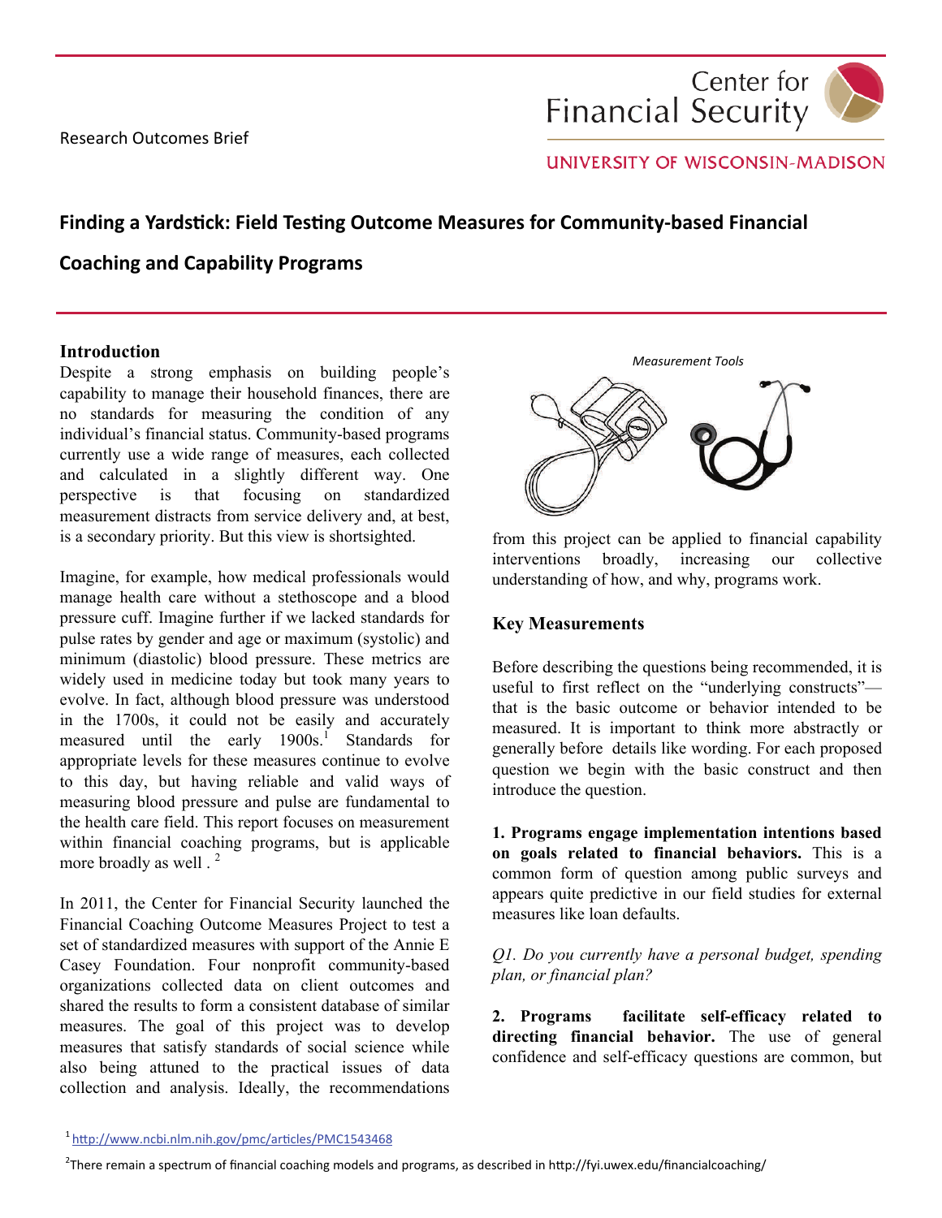Research Outcomes Brief

Center for Financial Security

UNIVERSITY OF WISCONSIN-MADISON

# Finding a Yardstick: Field Testing Outcome Measures for Community-based Financial Coaching and Capability Programs

## Introduction

Despite a strong emphasis on building people's capability to manage their household finances, there are no standards for measuring the condition of any individual's financial status. Community-based programs currently use a wide range of measures, each collected and calculated in a slightly different way. One perspective is that focusing on standardized measurement distracts from service delivery and, at best, is a secondary priority. But this view is shortsighted.

Imagine, for example, how medical professionals would manage health care without a stethoscope and a blood pressure cuff. Imagine further if we lacked standards for pulse rates by gender and age or maximum (systolic) and minimum (diastolic) blood pressure. These metrics are widely used in medicine today but took many years to evolve. In fact, although blood pressure was understood in the 1700s, it could not be easily and accurately measured until the early 1900s.[1] Standards for appropriate levels for these measures continue to evolve to this day, but having reliable and valid ways of measuring blood pressure and pulse are fundamental to the health care field. This report focuses on measurement within financial coaching programs, but is applicable more broadly as well .[2]

In 2011, the Center for Financial Security launched the Financial Coaching Outcome Measures Project to test a set of standardized measures with support of the Annie E Casey Foundation. Four nonprofit community-based organizations collected data on client outcomes and shared the results to form a consistent database of similar measures. The goal of this project was to develop measures that satisfy standards of social science while also being attuned to the practical issues of data collection and analysis. Ideally, the recommendations from this project can be applied to financial capability interventions broadly, increasing our collective understanding of how, and why, programs work.

*Measurement Tools*

## Key Measurements

Before describing the questions being recommended, it is useful to first reflect on the "underlying constructs"—that is the basic outcome or behavior intended to be measured. It is important to think more abstractly or generally before details like wording. For each proposed question we begin with the basic construct and then introduce the question.

**1. Programs engage implementation intentions based on goals related to financial behaviors.** This is a common form of question among public surveys and appears quite predictive in our field studies for external measures like loan defaults.

*Q1. Do you currently have a personal budget, spending plan, or financial plan?*

**2. Programs facilitate self-efficacy related to directing financial behavior.** The use of general confidence and self-efficacy questions are common, but

[1] http://www.ncbi.nlm.nih.gov/pmc/articles/PMC1543468

[2] There remain a spectrum of financial coaching models and programs, as described in http://fyi.uwex.edu/financialcoaching/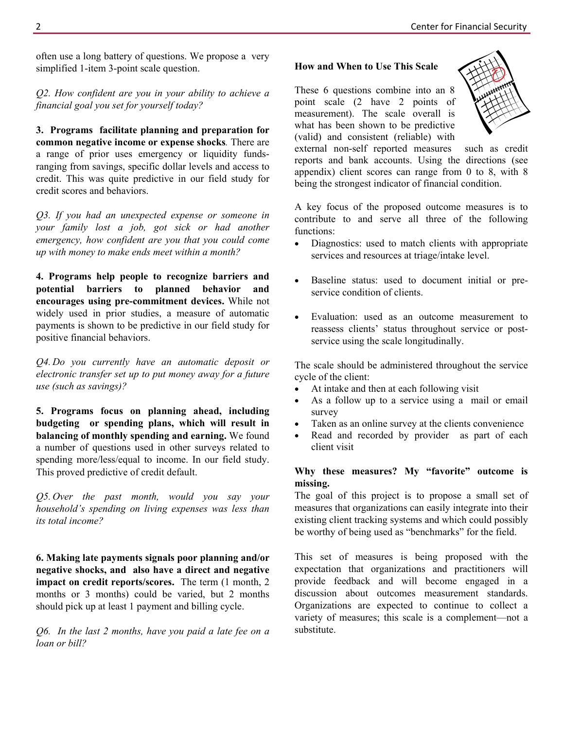often use a long battery of questions. We propose a very simplified 1-item 3-point scale question.

*Q2. How confident are you in your ability to achieve a financial goal you set for yourself today?*

**3. Programs facilitate planning and preparation for common negative income or expense shocks***.* There are a range of prior uses emergency or liquidity funds- ranging from savings, specific dollar levels and access to credit. This was quite predictive in our field study for credit scores and behaviors.

*Q3. If you had an unexpected expense or someone in your family lost a job, got sick or had another emergency, how confident are you that you could come up with money to make ends meet within a month?*

**4. Programs help people to recognize barriers and potential barriers to planned behavior and encourages using pre-commitment devices.** While not widely used in prior studies, a measure of automatic payments is shown to be predictive in our field study for positive financial behaviors.

*Q4. Do you currently have an automatic deposit or electronic transfer set up to put money away for a future use (such as savings)?*

**5. Programs focus on planning ahead, including budgeting or spending plans, which will result in balancing of monthly spending and earning.** We found a number of questions used in other surveys related to spending more/less/equal to income. In our field study. This proved predictive of credit default.

*Q5. Over the past month, would you say your household's spending on living expenses was less than its total income?*

**6. Making late payments signals poor planning and/or negative shocks, and also have a direct and negative impact on credit reports/scores.** The term (1 month, 2 months or 3 months) could be varied, but 2 months should pick up at least 1 payment and billing cycle.

*Q6. In the last 2 months, have you paid a late fee on a loan or bill?*

**How and When to Use This Scale**

These 6 questions combine into an 8 point scale (2 have 2 points of measurement). The scale overall is what has been shown to be predictive (valid) and consistent (reliable) with external non-self reported measures such as credit reports and bank accounts. Using the directions (see appendix) client scores can range from 0 to 8, with 8 being the strongest indicator of financial condition.

A key focus of the proposed outcome measures is to contribute to and serve all three of the following functions:

- Diagnostics: used to match clients with appropriate services and resources at triage/intake level.
- Baseline status: used to document initial or pre-service condition of clients.
- Evaluation: used as an outcome measurement to reassess clients' status throughout service or post-service using the scale longitudinally.

The scale should be administered throughout the service cycle of the client:

- At intake and then at each following visit
- As a follow up to a service using a mail or email survey
- Taken as an online survey at the clients convenience
- Read and recorded by provider as part of each client visit

**Why these measures? My "favorite" outcome is missing.**

The goal of this project is to propose a small set of measures that organizations can easily integrate into their existing client tracking systems and which could possibly be worthy of being used as "benchmarks" for the field.

This set of measures is being proposed with the expectation that organizations and practitioners will provide feedback and will become engaged in a discussion about outcomes measurement standards. Organizations are expected to continue to collect a variety of measures; this scale is a complement—not a substitute.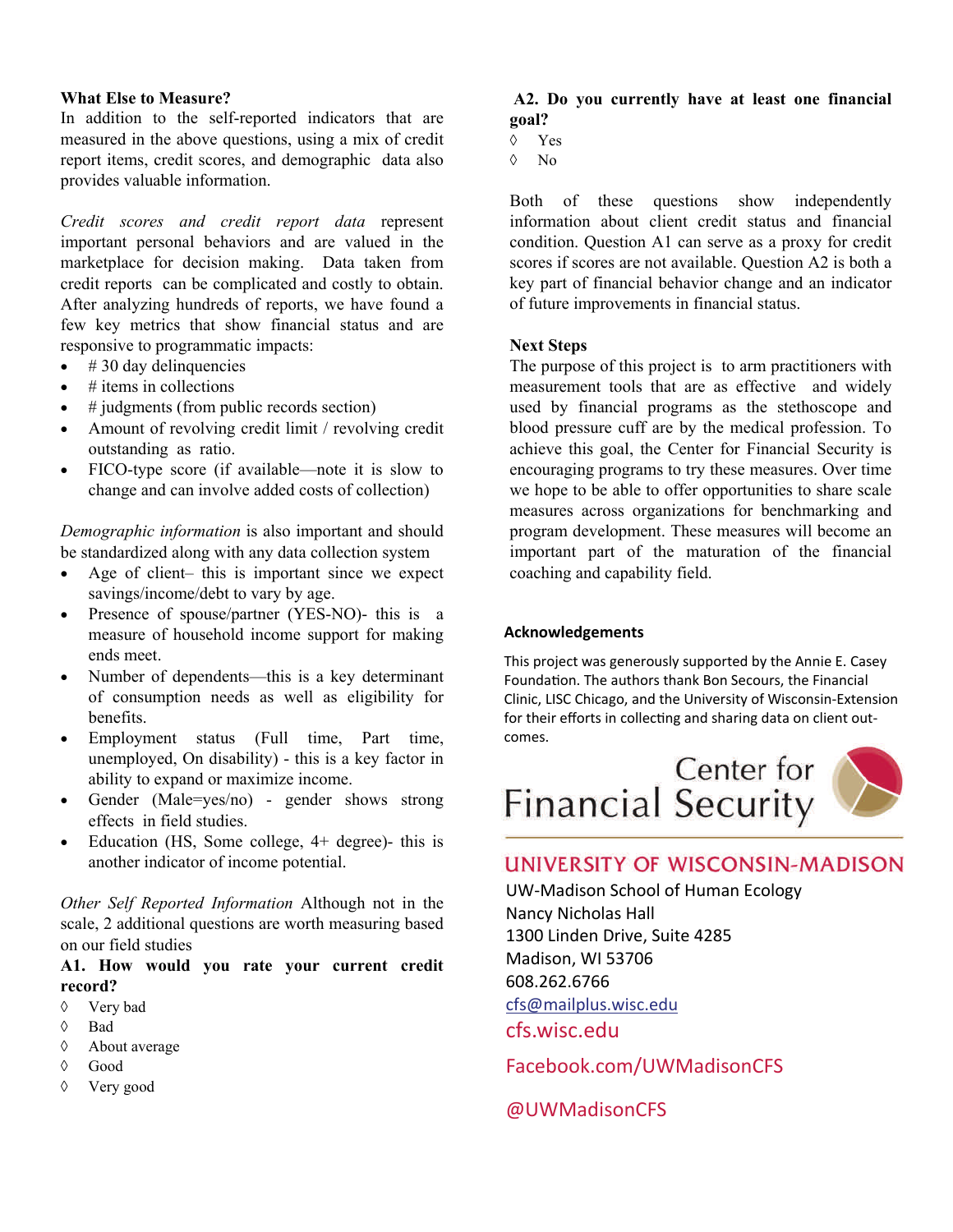**What Else to Measure?**

In addition to the self-reported indicators that are measured in the above questions, using a mix of credit report items, credit scores, and demographic data also provides valuable information.

*Credit scores and credit report data* represent important personal behaviors and are valued in the marketplace for decision making. Data taken from credit reports can be complicated and costly to obtain. After analyzing hundreds of reports, we have found a few key metrics that show financial status and are responsive to programmatic impacts:

- # 30 day delinquencies
- # items in collections
- # judgments (from public records section)
- Amount of revolving credit limit / revolving credit outstanding as ratio.
- FICO-type score (if available—note it is slow to change and can involve added costs of collection)

*Demographic information* is also important and should be standardized along with any data collection system

- Age of client– this is important since we expect savings/income/debt to vary by age.
- Presence of spouse/partner (YES-NO)- this is a measure of household income support for making ends meet.
- Number of dependents—this is a key determinant of consumption needs as well as eligibility for benefits.
- Employment status (Full time, Part time, unemployed, On disability) - this is a key factor in ability to expand or maximize income.
- Gender (Male=yes/no) - gender shows strong effects in field studies.
- Education (HS, Some college, 4+ degree)- this is another indicator of income potential.

*Other Self Reported Information* Although not in the scale, 2 additional questions are worth measuring based on our field studies

**A1. How would you rate your current credit record?**

◊ Very bad
◊ Bad
◊ About average
◊ Good
◊ Very good

**A2. Do you currently have at least one financial goal?**

◊ Yes
◊ No

Both of these questions show independently information about client credit status and financial condition. Question A1 can serve as a proxy for credit scores if scores are not available. Question A2 is both a key part of financial behavior change and an indicator of future improvements in financial status.

**Next Steps**

The purpose of this project is to arm practitioners with measurement tools that are as effective and widely used by financial programs as the stethoscope and blood pressure cuff are by the medical profession. To achieve this goal, the Center for Financial Security is encouraging programs to try these measures. Over time we hope to be able to offer opportunities to share scale measures across organizations for benchmarking and program development. These measures will become an important part of the maturation of the financial coaching and capability field.

**Acknowledgements**

This project was generously supported by the Annie E. Casey Foundation. The authors thank Bon Secours, the Financial Clinic, LISC Chicago, and the University of Wisconsin-Extension for their efforts in collecting and sharing data on client outcomes.

Center for Financial Security

UNIVERSITY OF WISCONSIN-MADISON

UW-Madison School of Human Ecology
Nancy Nicholas Hall
1300 Linden Drive, Suite 4285
Madison, WI 53706
608.262.6766
cfs@mailplus.wisc.edu
cfs.wisc.edu
Facebook.com/UWMadisonCFS
@UWMadisonCFS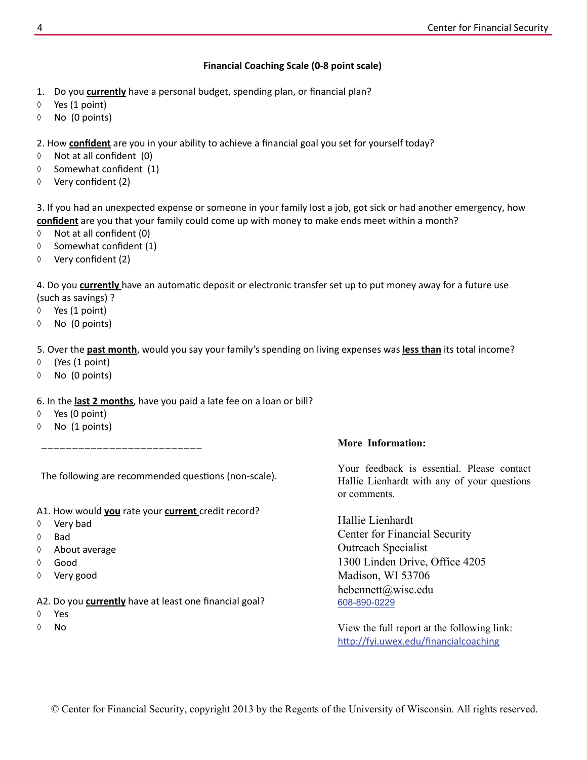**Financial Coaching Scale (0-8 point scale)**

1. Do you **currently** have a personal budget, spending plan, or financial plan?
   - ◊ Yes (1 point)
   - ◊ No (0 points)

2. How **confident** are you in your ability to achieve a financial goal you set for yourself today?
   - ◊ Not at all confident (0)
   - ◊ Somewhat confident (1)
   - ◊ Very confident (2)

3. If you had an unexpected expense or someone in your family lost a job, got sick or had another emergency, how **confident** are you that your family could come up with money to make ends meet within a month?
   - ◊ Not at all confident (0)
   - ◊ Somewhat confident (1)
   - ◊ Very confident (2)

4. Do you **currently** have an automatic deposit or electronic transfer set up to put money away for a future use (such as savings) ?
   - ◊ Yes (1 point)
   - ◊ No (0 points)

5. Over the **past month**, would you say your family's spending on living expenses was **less than** its total income?
   - ◊ (Yes (1 point)
   - ◊ No (0 points)

6. In the **last 2 months**, have you paid a late fee on a loan or bill?
   - ◊ Yes (0 point)
   - ◊ No (1 points)

---

The following are recommended questions (non-scale).

A1. How would **you** rate your **current** credit record?
- ◊ Very bad
- ◊ Bad
- ◊ About average
- ◊ Good
- ◊ Very good

A2. Do you **currently** have at least one financial goal?
- ◊ Yes
- ◊ No

**More Information:**

Your feedback is essential. Please contact Hallie Lienhardt with any of your questions or comments.

Hallie Lienhardt
Center for Financial Security
Outreach Specialist
1300 Linden Drive, Office 4205
Madison, WI 53706
hebennett@wisc.edu
608-890-0229

View the full report at the following link:
http://fyi.uwex.edu/financialcoaching

© Center for Financial Security, copyright 2013 by the Regents of the University of Wisconsin. All rights reserved.